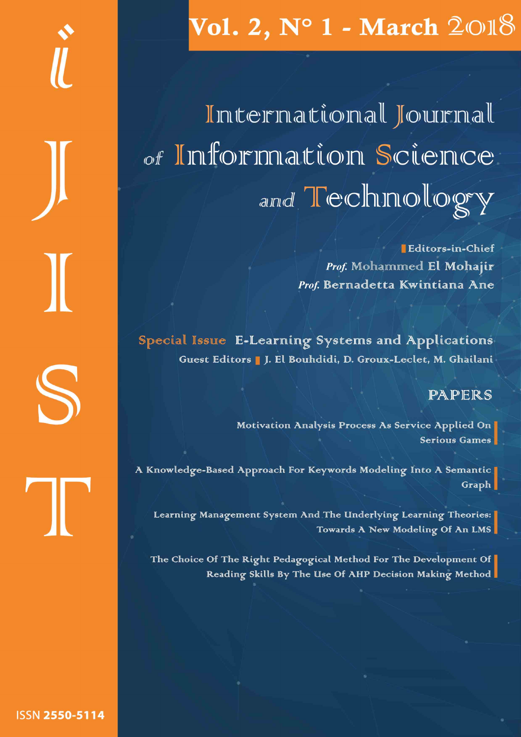# Vol. 2, N° 1 - March 2018

# International Journal of Information Science and Technology

**iJIST**

Editors-in-Chief

*Prof.* Mohammed El Mohajir

*Prof.* Bernadetta Kwintiana Ane

**Special Issue** E-Learning Systems and Applications

Guest Editors | J. El Bouhdidi, D. Groux-Leclet, M. Ghailani

## PAPERS

Motivation Analysis Process As Service Applied On Serious Games

A Knowledge-Based Approach For Keywords Modeling Into A Semantic Graph

Learning Management System And The Underlying Learning Theories: Towards A New Modeling Of An LMS

The Choice Of The Right Pedagogical Method For The Development Of Reading Skills By The Use Of AHP Decision Making Method

ISSN **2550-5114**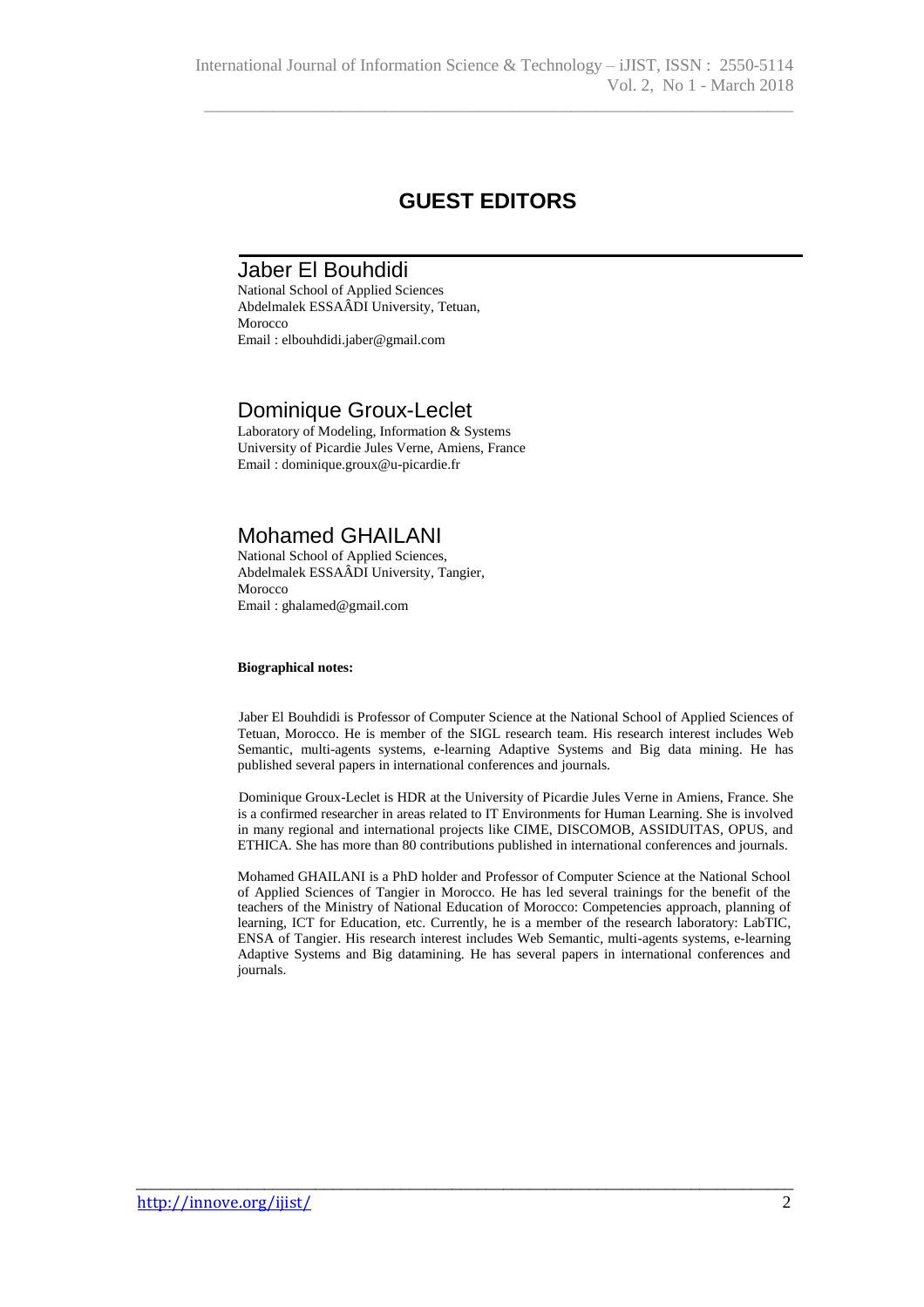# GUEST EDITORS

## Jaber El Bouhdidi

National School of Applied Sciences
Abdelmalek ESSAÂDI University, Tetuan, Morocco
Email : elbouhdidi.jaber@gmail.com

## Dominique Groux-Leclet

Laboratory of Modeling, Information & Systems
University of Picardie Jules Verne, Amiens, France
Email : dominique.groux@u-picardie.fr

## Mohamed GHAILANI

National School of Applied Sciences,
Abdelmalek ESSAÂDI University, Tangier, Morocco
Email : ghalamed@gmail.com

**Biographical notes:**

Jaber El Bouhdidi is Professor of Computer Science at the National School of Applied Sciences of Tetuan, Morocco. He is member of the SIGL research team. His research interest includes Web Semantic, multi-agents systems, e-learning Adaptive Systems and Big data mining. He has published several papers in international conferences and journals.

Dominique Groux-Leclet is HDR at the University of Picardie Jules Verne in Amiens, France. She is a confirmed researcher in areas related to IT Environments for Human Learning. She is involved in many regional and international projects like CIME, DISCOMOB, ASSIDUITAS, OPUS, and ETHICA. She has more than 80 contributions published in international conferences and journals.

Mohamed GHAILANI is a PhD holder and Professor of Computer Science at the National School of Applied Sciences of Tangier in Morocco. He has led several trainings for the benefit of the teachers of the Ministry of National Education of Morocco: Competencies approach, planning of learning, ICT for Education, etc. Currently, he is a member of the research laboratory: LabTIC, ENSA of Tangier. His research interest includes Web Semantic, multi-agents systems, e-learning Adaptive Systems and Big datamining. He has several papers in international conferences and journals.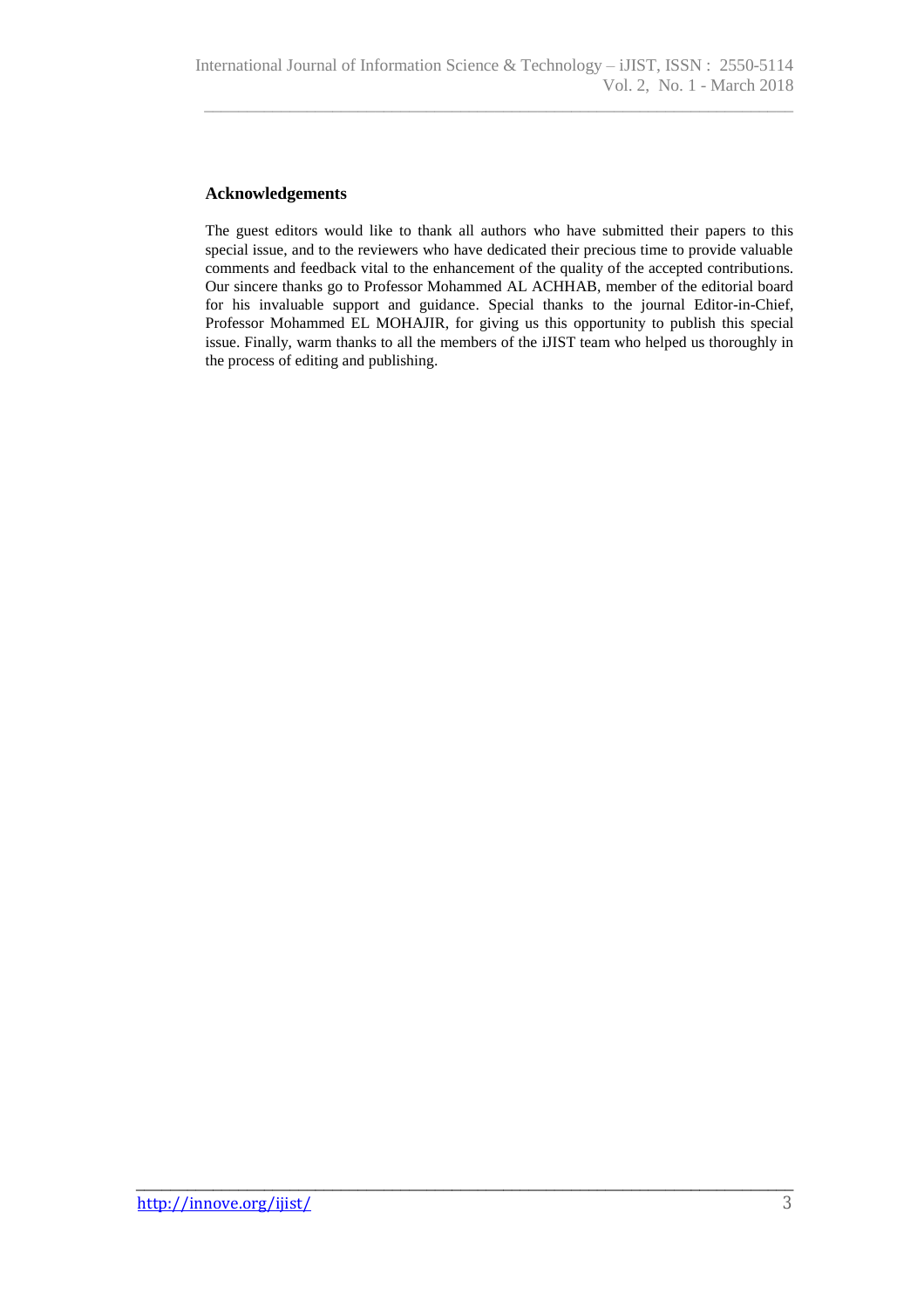### Acknowledgements

The guest editors would like to thank all authors who have submitted their papers to this special issue, and to the reviewers who have dedicated their precious time to provide valuable comments and feedback vital to the enhancement of the quality of the accepted contributions. Our sincere thanks go to Professor Mohammed AL ACHHAB, member of the editorial board for his invaluable support and guidance. Special thanks to the journal Editor-in-Chief, Professor Mohammed EL MOHAJIR, for giving us this opportunity to publish this special issue. Finally, warm thanks to all the members of the iJIST team who helped us thoroughly in the process of editing and publishing.